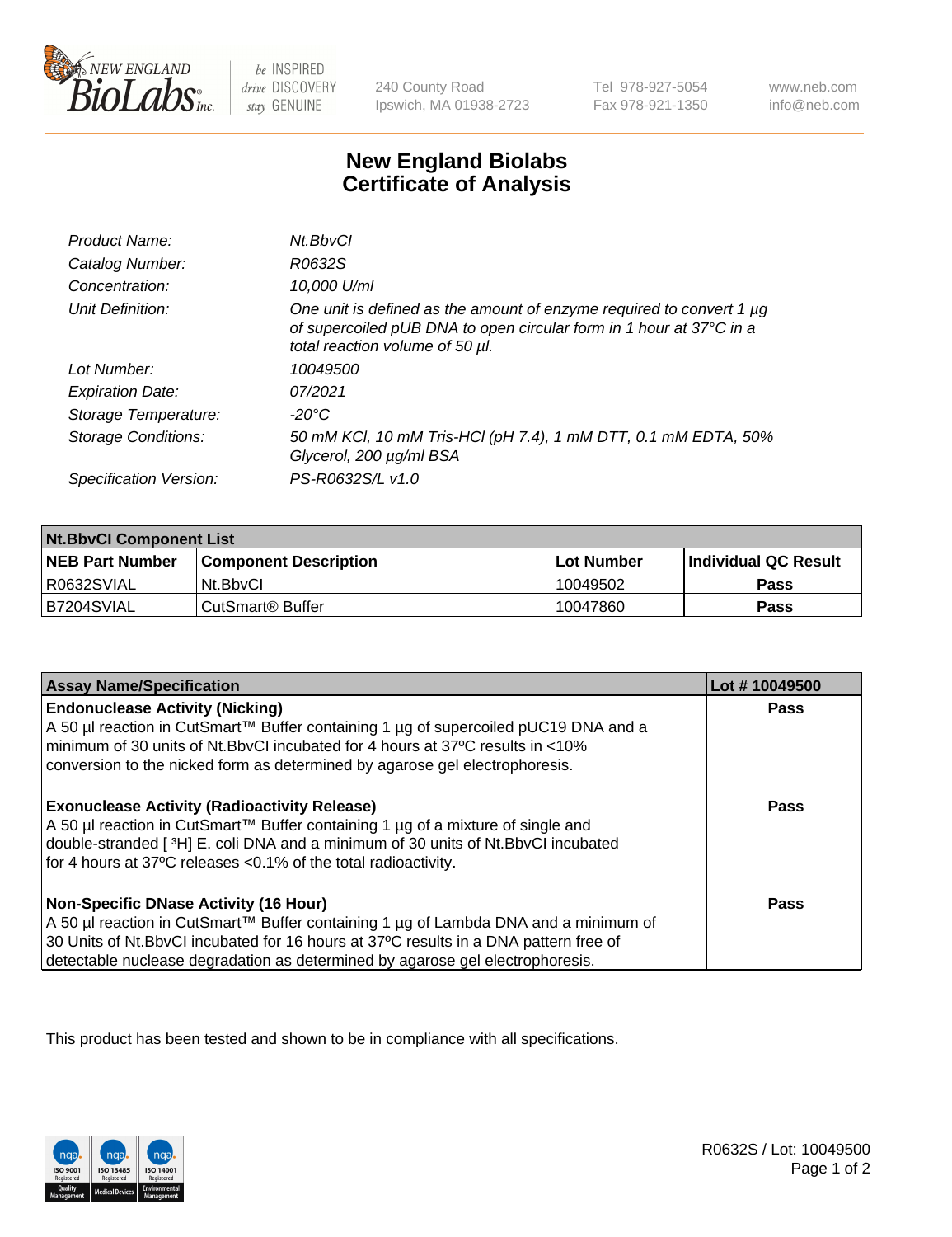New England BioLabs Inc. — be INSPIRED drive DISCOVERY stay GENUINE

240 County Road
Ipswich, MA 01938-2723

Tel 978-927-5054
Fax 978-921-1350

www.neb.com
info@neb.com

# New England Biolabs
# Certificate of Analysis

| | |
|---|---|
| *Product Name:* | *Nt.BbvCI* |
| *Catalog Number:* | *R0632S* |
| *Concentration:* | *10,000 U/ml* |
| *Unit Definition:* | *One unit is defined as the amount of enzyme required to convert 1 µg of supercoiled pUB DNA to open circular form in 1 hour at 37°C in a total reaction volume of 50 µl.* |
| *Lot Number:* | *10049500* |
| *Expiration Date:* | *07/2021* |
| *Storage Temperature:* | *-20°C* |
| *Storage Conditions:* | *50 mM KCl, 10 mM Tris-HCl (pH 7.4), 1 mM DTT, 0.1 mM EDTA, 50% Glycerol, 200 µg/ml BSA* |
| *Specification Version:* | *PS-R0632S/L v1.0* |

| **Nt.BbvCI Component List** | | | |
|---|---|---|---|
| **NEB Part Number** | **Component Description** | **Lot Number** | **Individual QC Result** |
| R0632SVIAL | Nt.BbvCI | 10049502 | **Pass** |
| B7204SVIAL | CutSmart® Buffer | 10047860 | **Pass** |

| **Assay Name/Specification** | **Lot # 10049500** |
|---|---|
| **Endonuclease Activity (Nicking)**<br>A 50 µl reaction in CutSmart™ Buffer containing 1 µg of supercoiled pUC19 DNA and a minimum of 30 units of Nt.BbvCI incubated for 4 hours at 37ºC results in <10% conversion to the nicked form as determined by agarose gel electrophoresis. | **Pass** |
| **Exonuclease Activity (Radioactivity Release)**<br>A 50 µl reaction in CutSmart™ Buffer containing 1 µg of a mixture of single and double-stranded [ $^{3}$H] E. coli DNA and a minimum of 30 units of Nt.BbvCI incubated for 4 hours at 37ºC releases <0.1% of the total radioactivity. | **Pass** |
| **Non-Specific DNase Activity (16 Hour)**<br>A 50 µl reaction in CutSmart™ Buffer containing 1 µg of Lambda DNA and a minimum of 30 Units of Nt.BbvCI incubated for 16 hours at 37ºC results in a DNA pattern free of detectable nuclease degradation as determined by agarose gel electrophoresis. | **Pass** |

This product has been tested and shown to be in compliance with all specifications.

R0632S / Lot: 10049500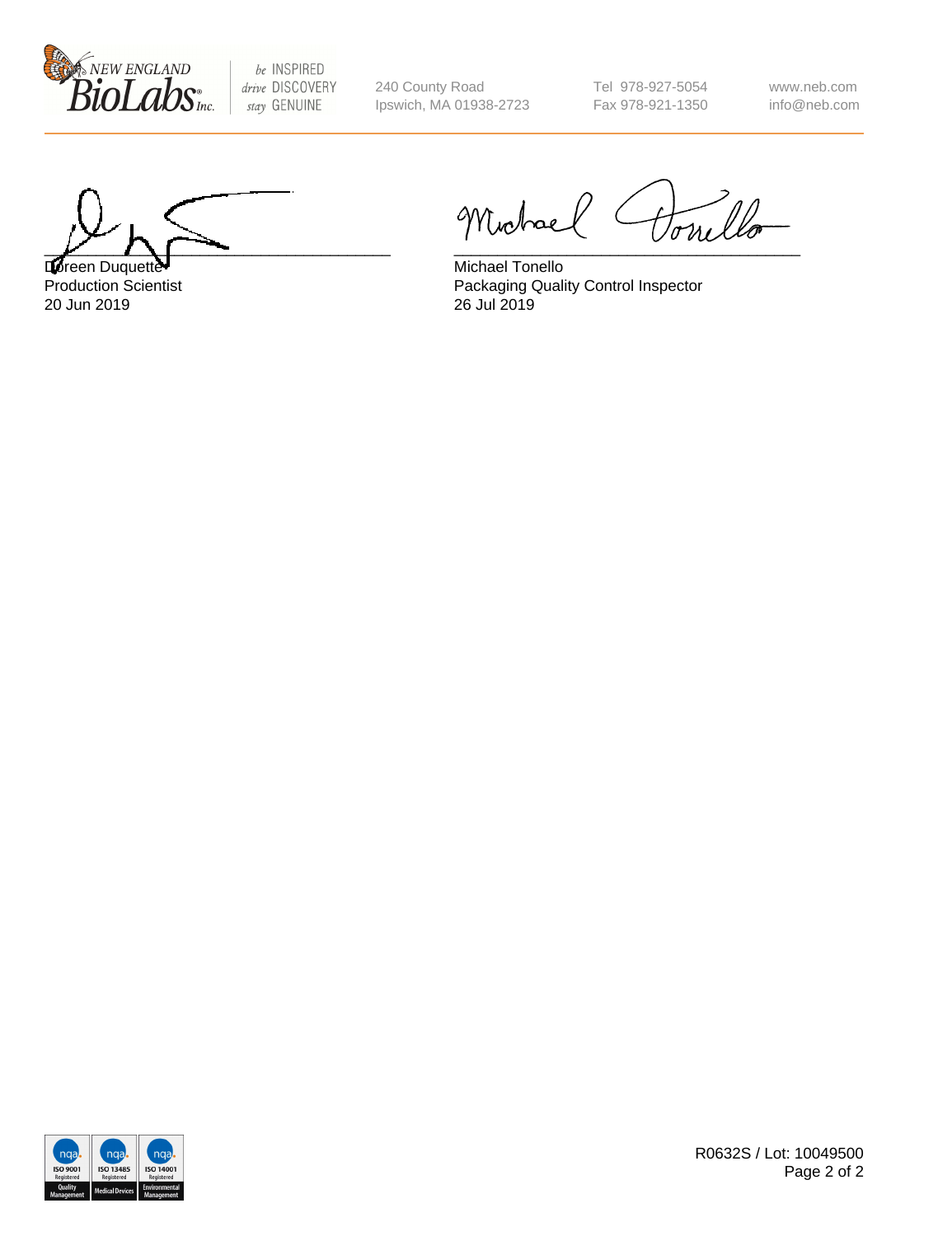Doreen Duquette
Production Scientist
20 Jun 2019

Michael Tonello
Packaging Quality Control Inspector
26 Jul 2019

R0632S / Lot: 10049500